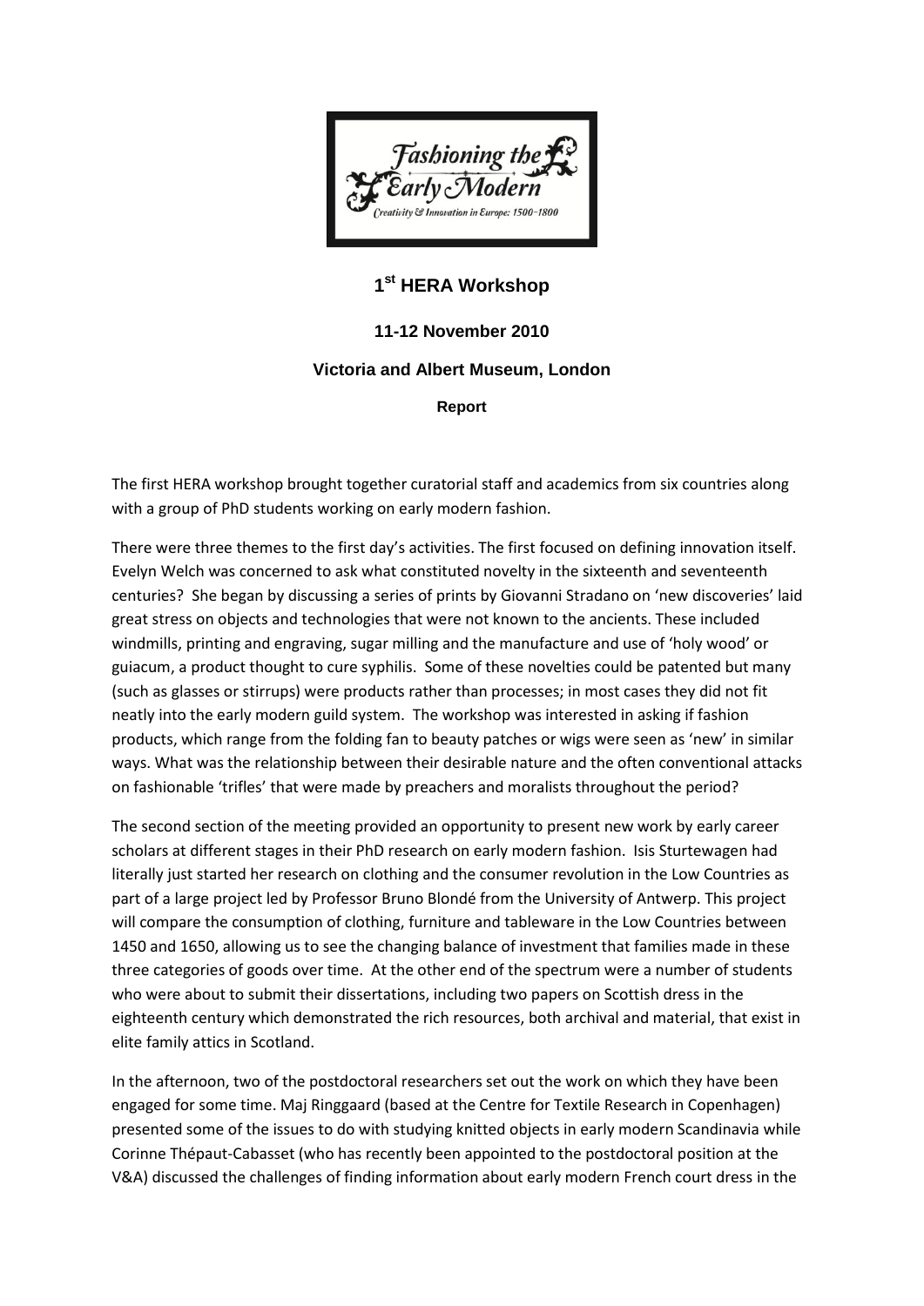# 1st HERA Workshop

## 11-12 November 2010

## Victoria and Albert Museum, London

**Report**

The first HERA workshop brought together curatorial staff and academics from six countries along with a group of PhD students working on early modern fashion.

There were three themes to the first day's activities. The first focused on defining innovation itself. Evelyn Welch was concerned to ask what constituted novelty in the sixteenth and seventeenth centuries? She began by discussing a series of prints by Giovanni Stradano on 'new discoveries' laid great stress on objects and technologies that were not known to the ancients. These included windmills, printing and engraving, sugar milling and the manufacture and use of 'holy wood' or guiacum, a product thought to cure syphilis. Some of these novelties could be patented but many (such as glasses or stirrups) were products rather than processes; in most cases they did not fit neatly into the early modern guild system. The workshop was interested in asking if fashion products, which range from the folding fan to beauty patches or wigs were seen as 'new' in similar ways. What was the relationship between their desirable nature and the often conventional attacks on fashionable 'trifles' that were made by preachers and moralists throughout the period?

The second section of the meeting provided an opportunity to present new work by early career scholars at different stages in their PhD research on early modern fashion. Isis Sturtewagen had literally just started her research on clothing and the consumer revolution in the Low Countries as part of a large project led by Professor Bruno Blondé from the University of Antwerp. This project will compare the consumption of clothing, furniture and tableware in the Low Countries between 1450 and 1650, allowing us to see the changing balance of investment that families made in these three categories of goods over time. At the other end of the spectrum were a number of students who were about to submit their dissertations, including two papers on Scottish dress in the eighteenth century which demonstrated the rich resources, both archival and material, that exist in elite family attics in Scotland.

In the afternoon, two of the postdoctoral researchers set out the work on which they have been engaged for some time. Maj Ringgaard (based at the Centre for Textile Research in Copenhagen) presented some of the issues to do with studying knitted objects in early modern Scandinavia while Corinne Thépaut-Cabasset (who has recently been appointed to the postdoctoral position at the V&A) discussed the challenges of finding information about early modern French court dress in the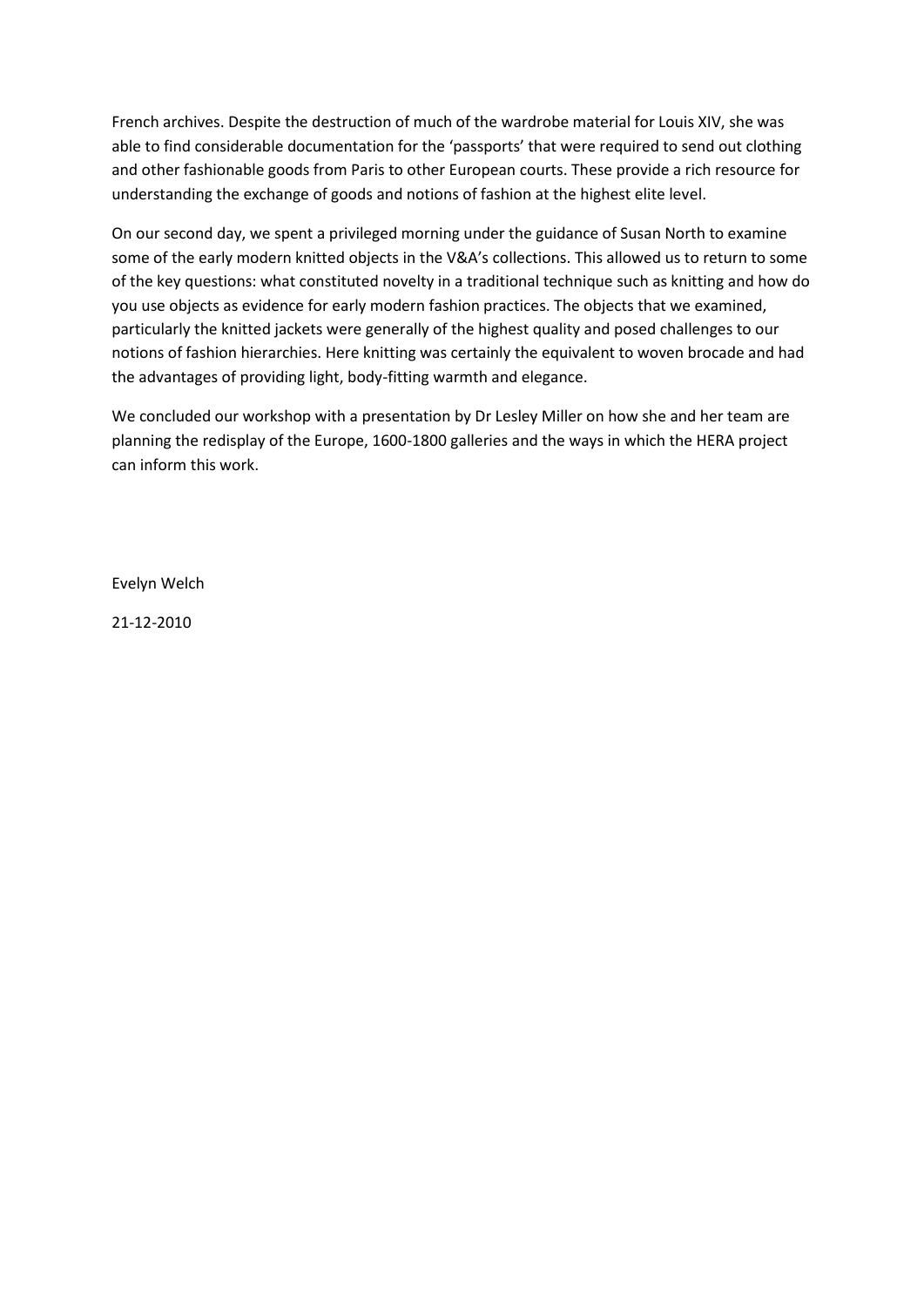French archives. Despite the destruction of much of the wardrobe material for Louis XIV, she was able to find considerable documentation for the 'passports' that were required to send out clothing and other fashionable goods from Paris to other European courts. These provide a rich resource for understanding the exchange of goods and notions of fashion at the highest elite level.

On our second day, we spent a privileged morning under the guidance of Susan North to examine some of the early modern knitted objects in the V&A's collections. This allowed us to return to some of the key questions: what constituted novelty in a traditional technique such as knitting and how do you use objects as evidence for early modern fashion practices. The objects that we examined, particularly the knitted jackets were generally of the highest quality and posed challenges to our notions of fashion hierarchies. Here knitting was certainly the equivalent to woven brocade and had the advantages of providing light, body-fitting warmth and elegance.

We concluded our workshop with a presentation by Dr Lesley Miller on how she and her team are planning the redisplay of the Europe, 1600-1800 galleries and the ways in which the HERA project can inform this work.

Evelyn Welch

21-12-2010